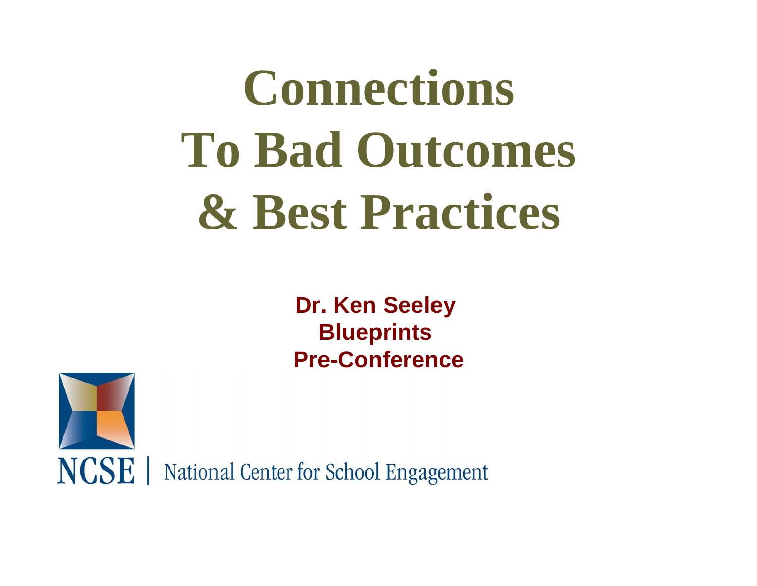# Connections To Bad Outcomes & Best Practices

**Dr. Ken Seeley**
**Blueprints**
**Pre-Conference**

NCSE | National Center for School Engagement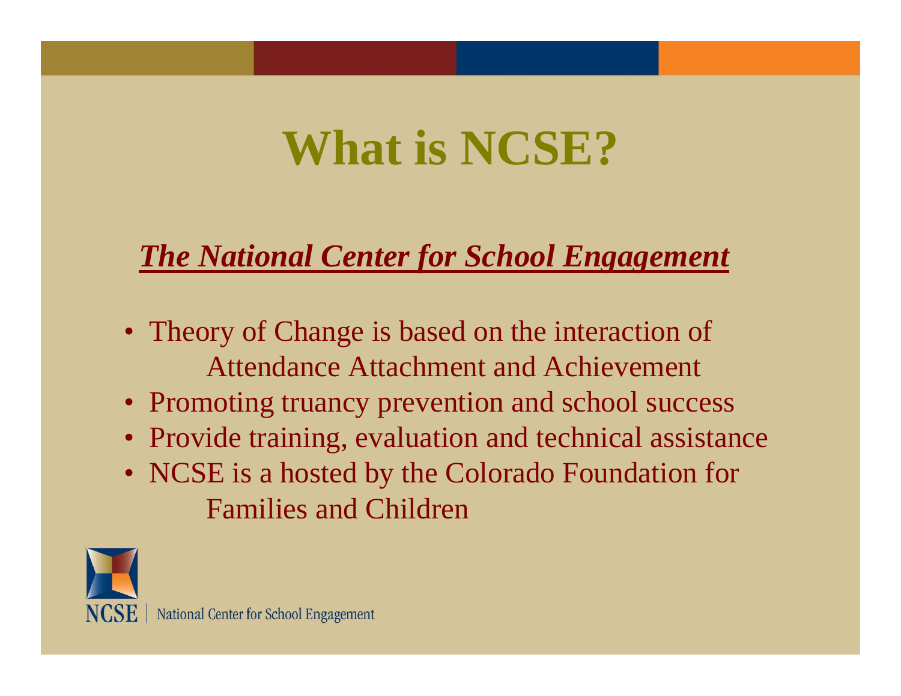# What is NCSE?

***The National Center for School Engagement***

- Theory of Change is based on the interaction of Attendance Attachment and Achievement
- Promoting truancy prevention and school success
- Provide training, evaluation and technical assistance
- NCSE is a hosted by the Colorado Foundation for Families and Children

NCSE | National Center for School Engagement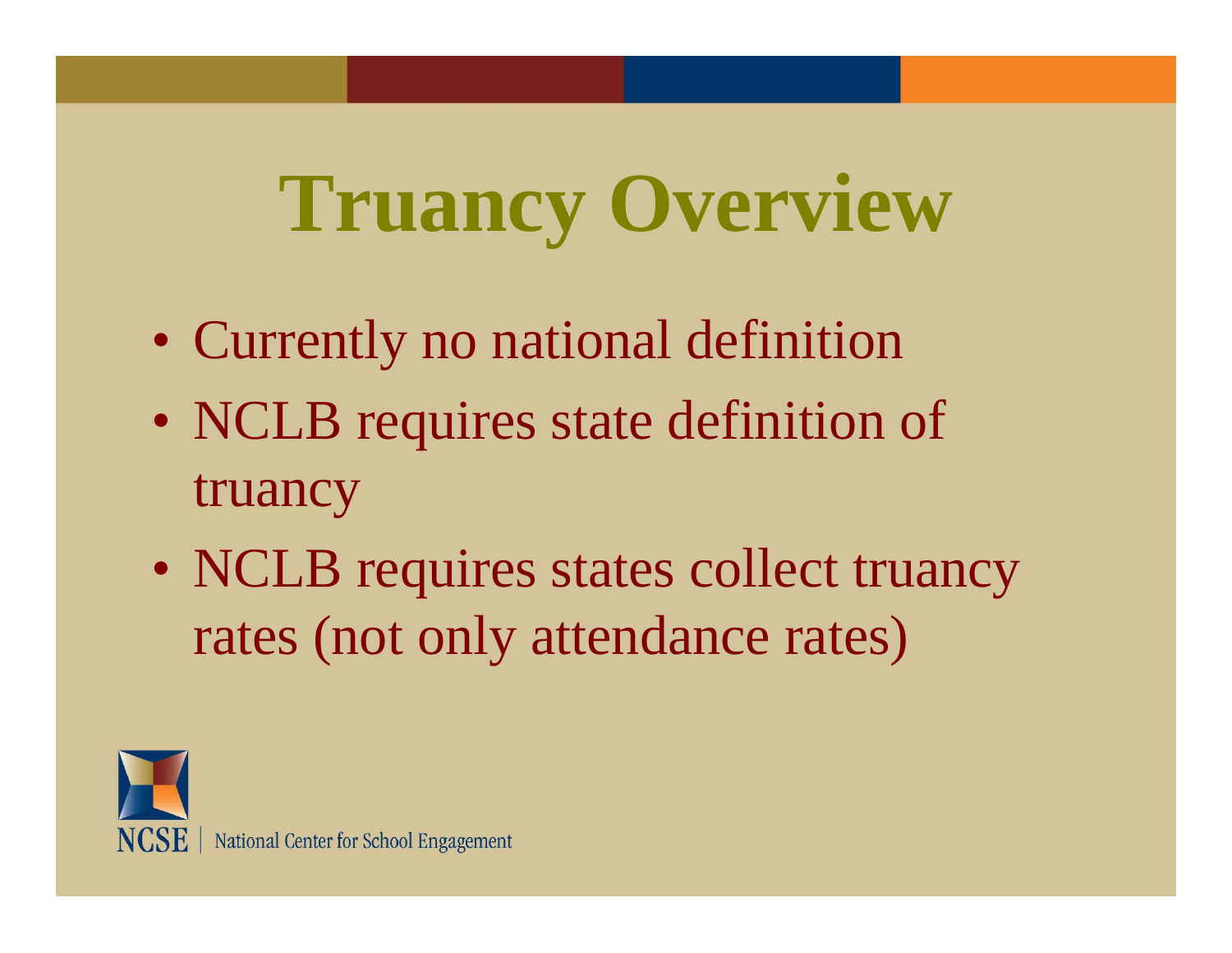# Truancy Overview

- Currently no national definition
- NCLB requires state definition of truancy
- NCLB requires states collect truancy rates (not only attendance rates)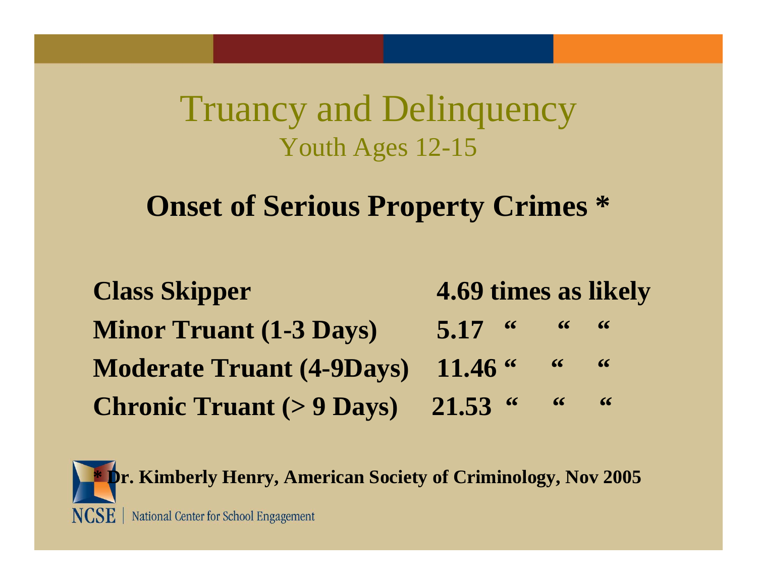# Truancy and Delinquency

## Youth Ages 12-15

**Onset of Serious Property Crimes ***

| | |
|---|---|
| **Class Skipper** | **4.69 times as likely** |
| **Minor Truant (1-3 Days)** | **5.17 " " "** |
| **Moderate Truant (4-9Days)** | **11.46 " " "** |
| **Chronic Truant (> 9 Days)** | **21.53 " " "** |

*** Dr. Kimberly Henry, American Society of Criminology, Nov 2005**

NCSE | National Center for School Engagement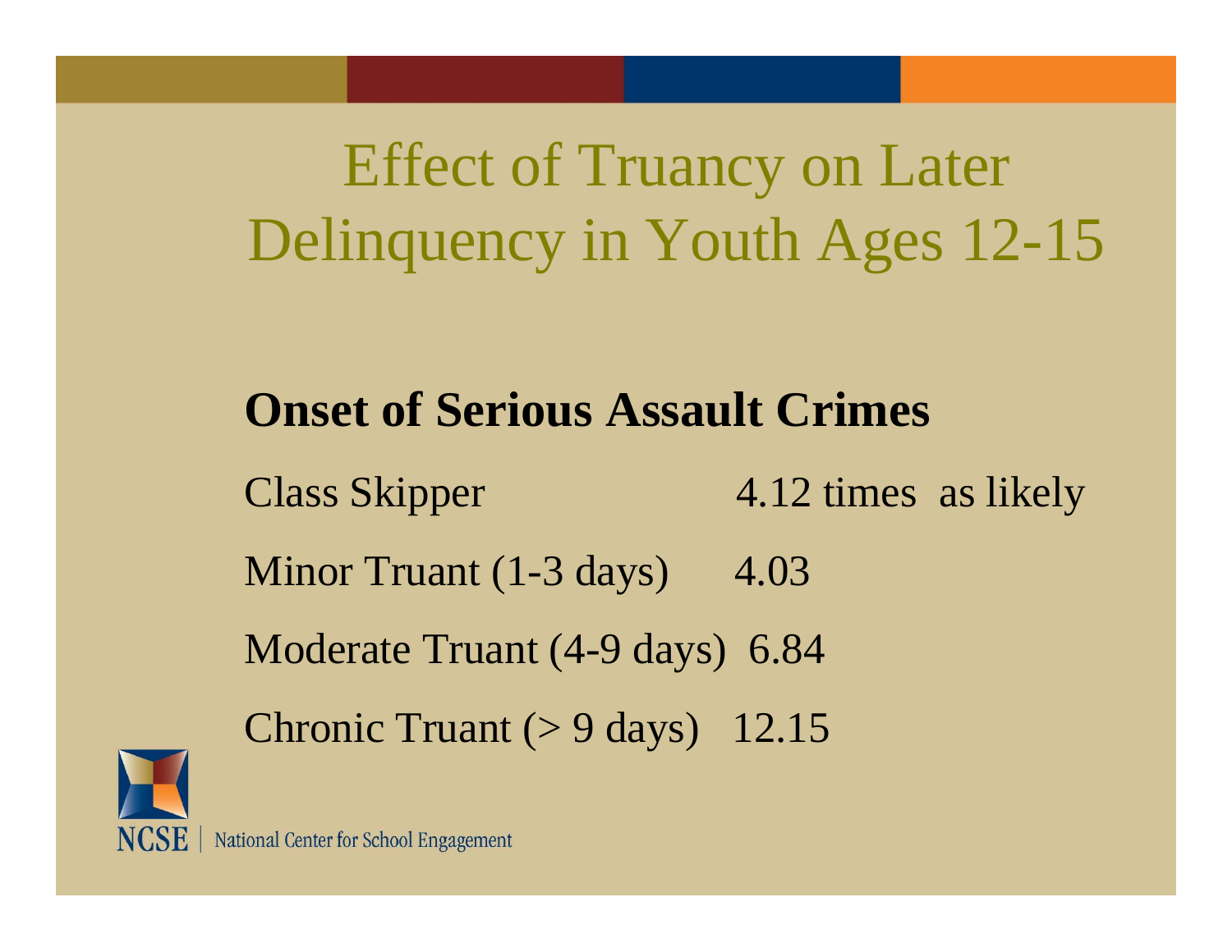# Effect of Truancy on Later Delinquency in Youth Ages 12-15

**Onset of Serious Assault Crimes**

| | |
|---|---|
| Class Skipper | 4.12 times as likely |
| Minor Truant (1-3 days) | 4.03 |
| Moderate Truant (4-9 days) | 6.84 |
| Chronic Truant (> 9 days) | 12.15 |

NCSE | National Center for School Engagement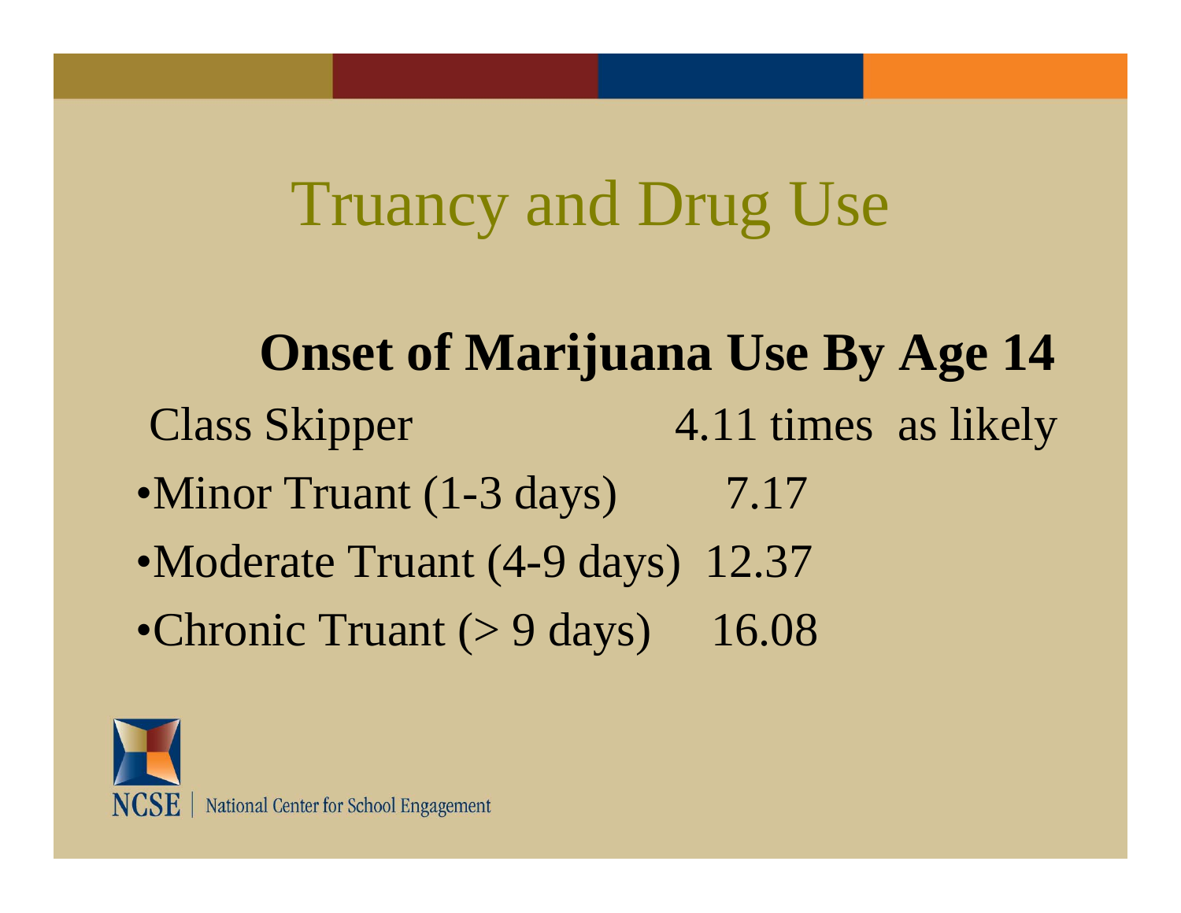# Truancy and Drug Use

## Onset of Marijuana Use By Age 14

Class Skipper 4.11 times as likely

- Minor Truant (1-3 days) 7.17
- Moderate Truant (4-9 days) 12.37
- Chronic Truant (> 9 days) 16.08

NCSE | National Center for School Engagement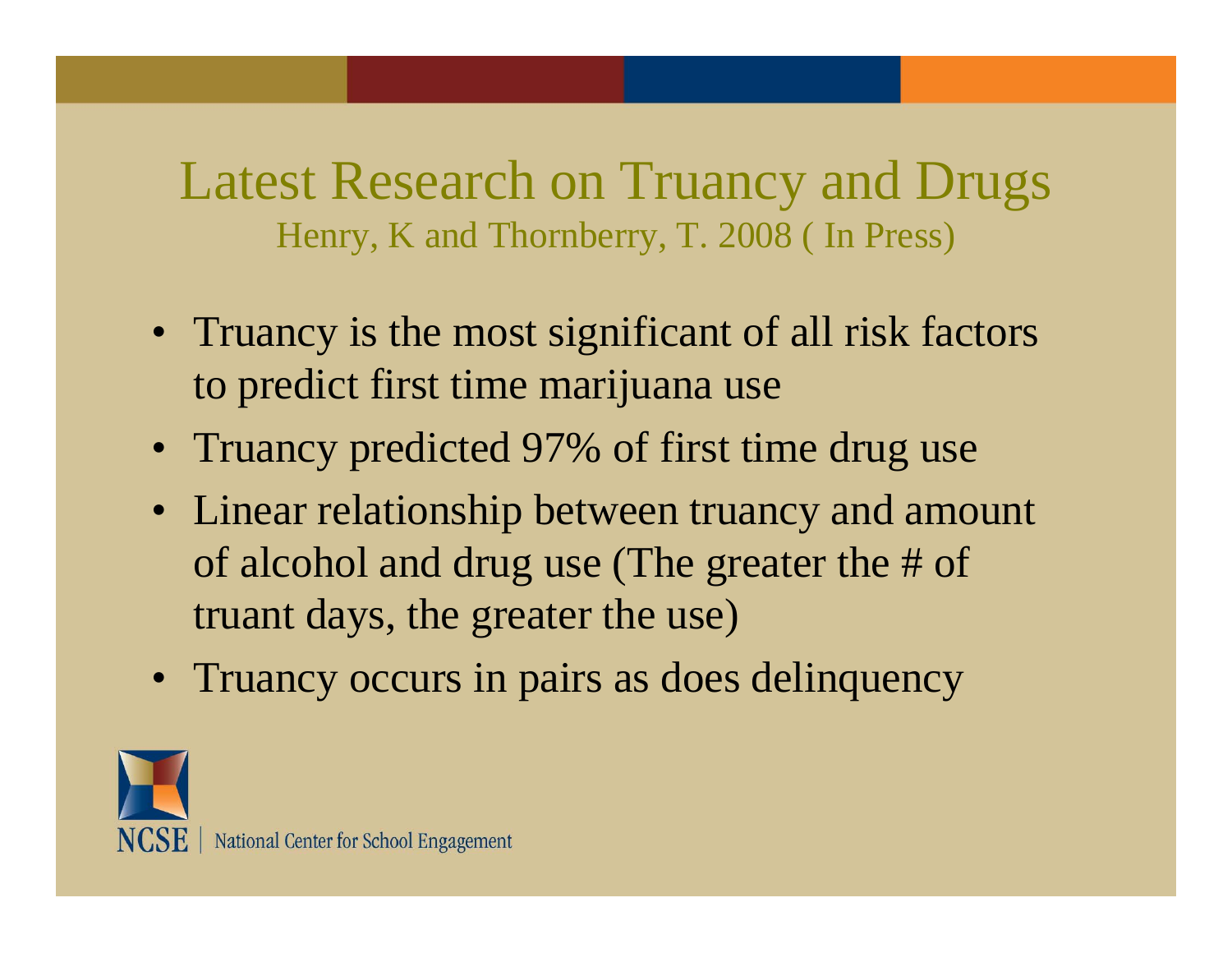# Latest Research on Truancy and Drugs

Henry, K and Thornberry, T. 2008 ( In Press)

- Truancy is the most significant of all risk factors to predict first time marijuana use
- Truancy predicted 97% of first time drug use
- Linear relationship between truancy and amount of alcohol and drug use (The greater the # of truant days, the greater the use)
- Truancy occurs in pairs as does delinquency

NCSE | National Center for School Engagement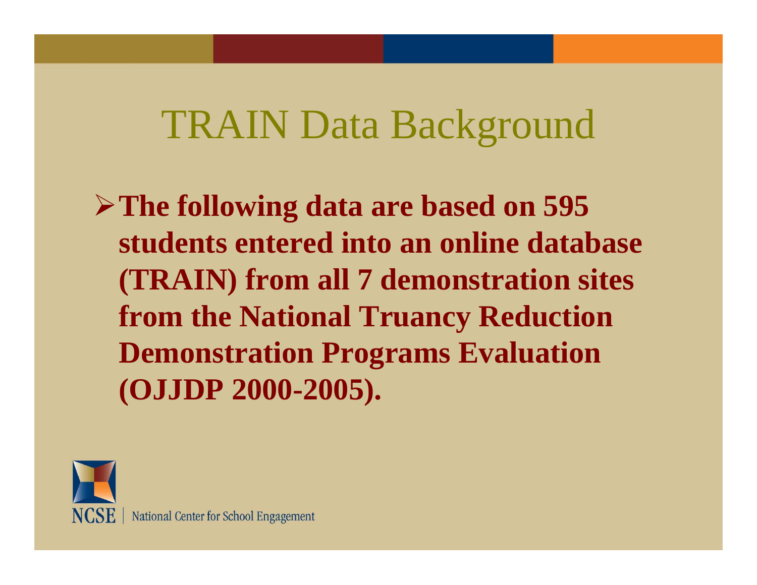# TRAIN Data Background

- **The following data are based on 595 students entered into an online database (TRAIN) from all 7 demonstration sites from the National Truancy Reduction Demonstration Programs Evaluation (OJJDP 2000-2005).**

NCSE | National Center for School Engagement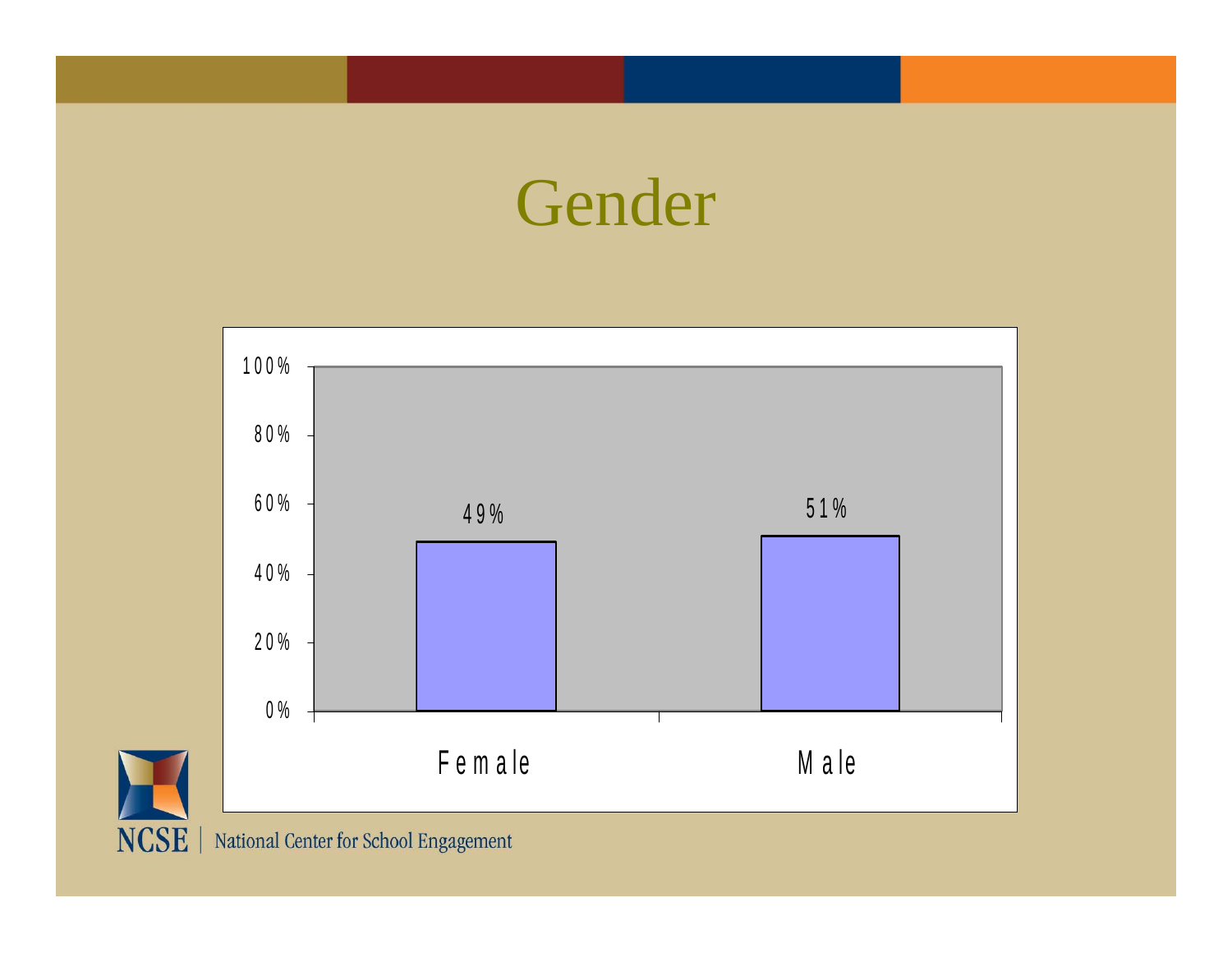# Gender

| | Female | Male |
|---|---|---|
| Percent | 49% | 51% |

NCSE | National Center for School Engagement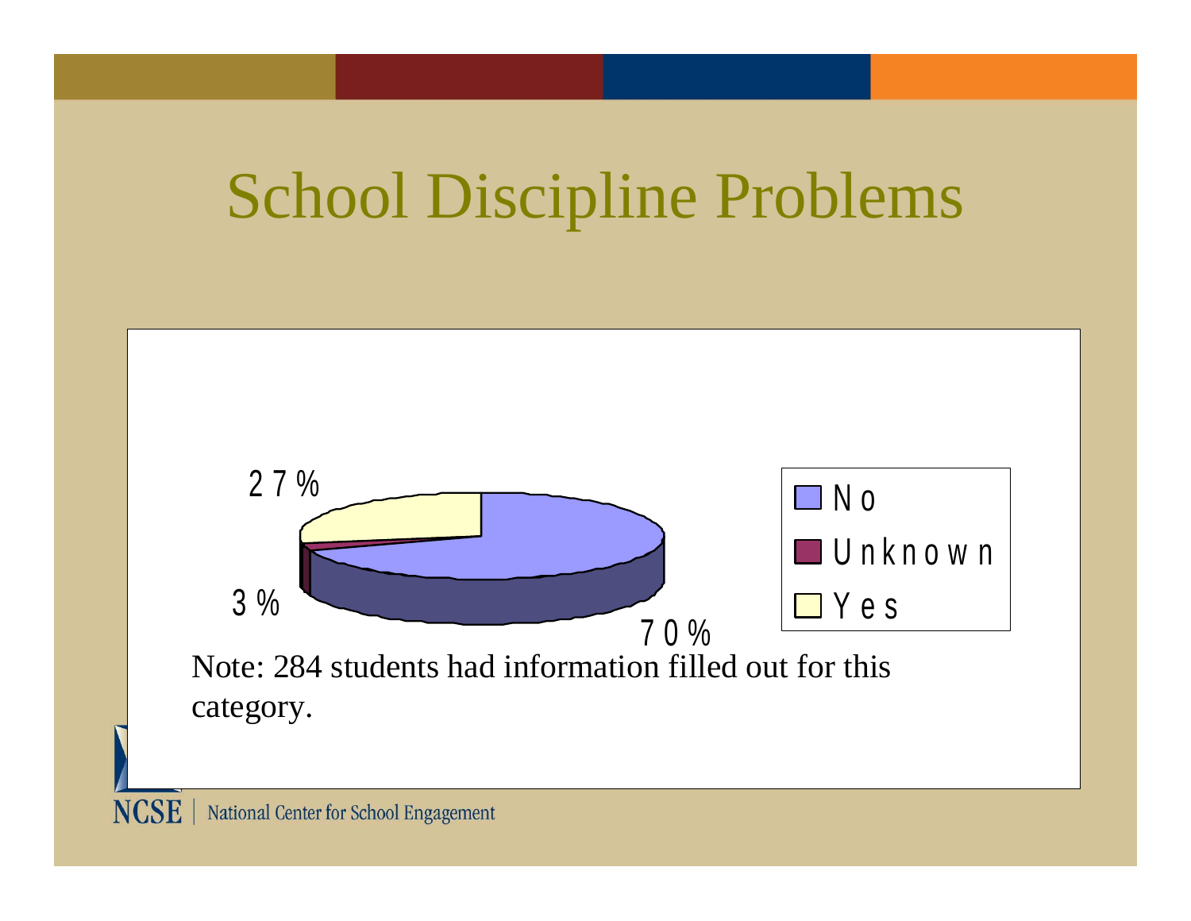# School Discipline Problems

| Response | Percentage |
| --- | --- |
| No | 70% |
| Unknown | 3% |
| Yes | 27% |

Note: 284 students had information filled out for this category.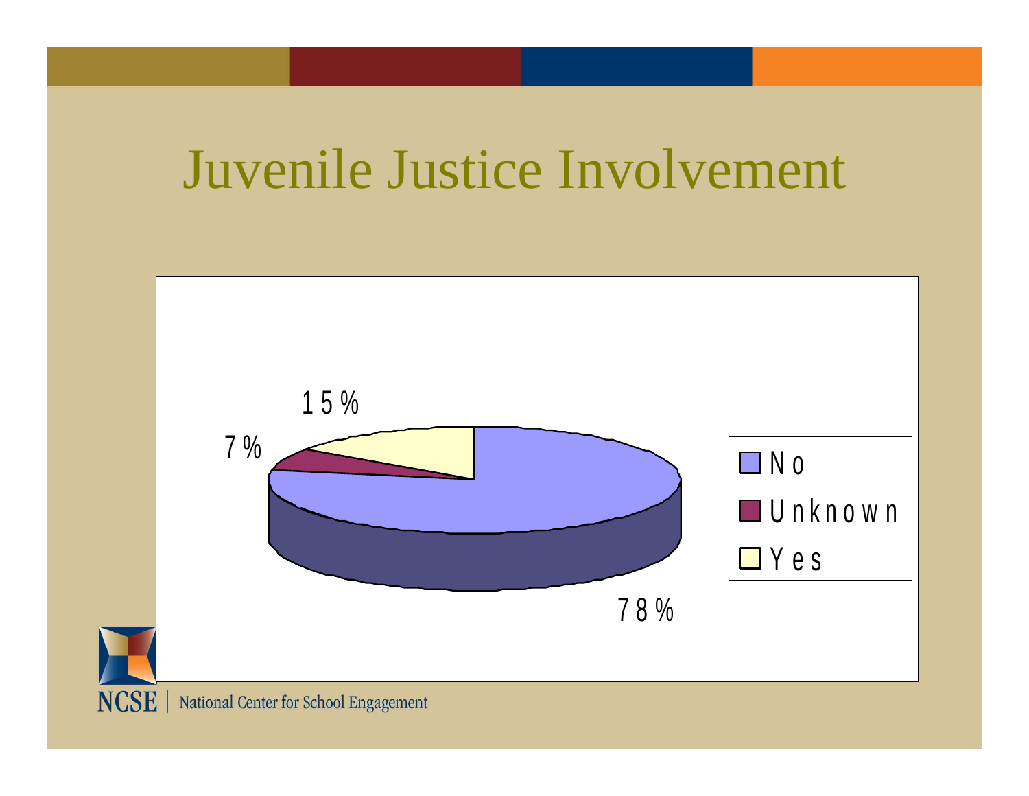# Juvenile Justice Involvement

| Juvenile Justice Involvement | Percent |
|---|---|
| No | 78% |
| Unknown | 7% |
| Yes | 15% |

NCSE | National Center for School Engagement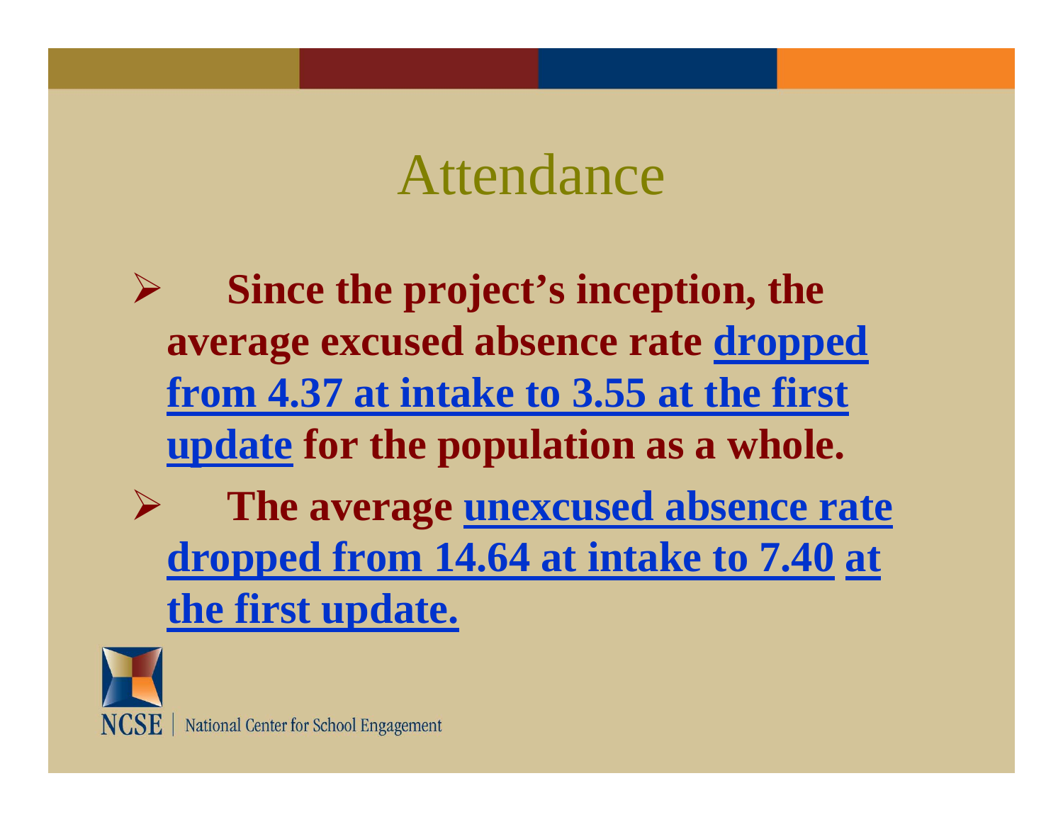# Attendance

- **Since the project's inception, the average excused absence rate <u>dropped from 4.37 at intake to 3.55 at the first update</u> for the population as a whole.**
- **The average <u>unexcused absence rate dropped from 14.64 at intake to 7.40 at the first update.</u>**

NCSE | National Center for School Engagement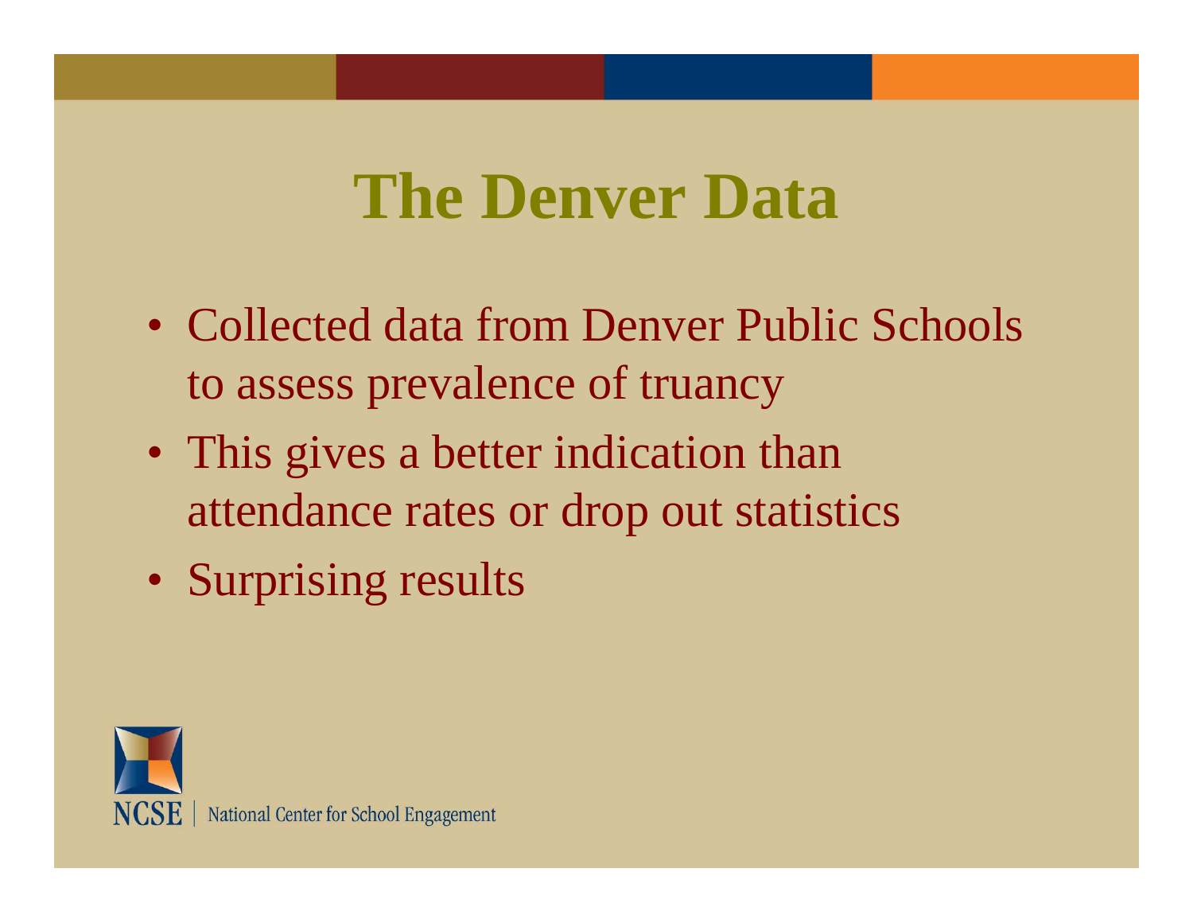# The Denver Data

- Collected data from Denver Public Schools to assess prevalence of truancy
- This gives a better indication than attendance rates or drop out statistics
- Surprising results

NCSE | National Center for School Engagement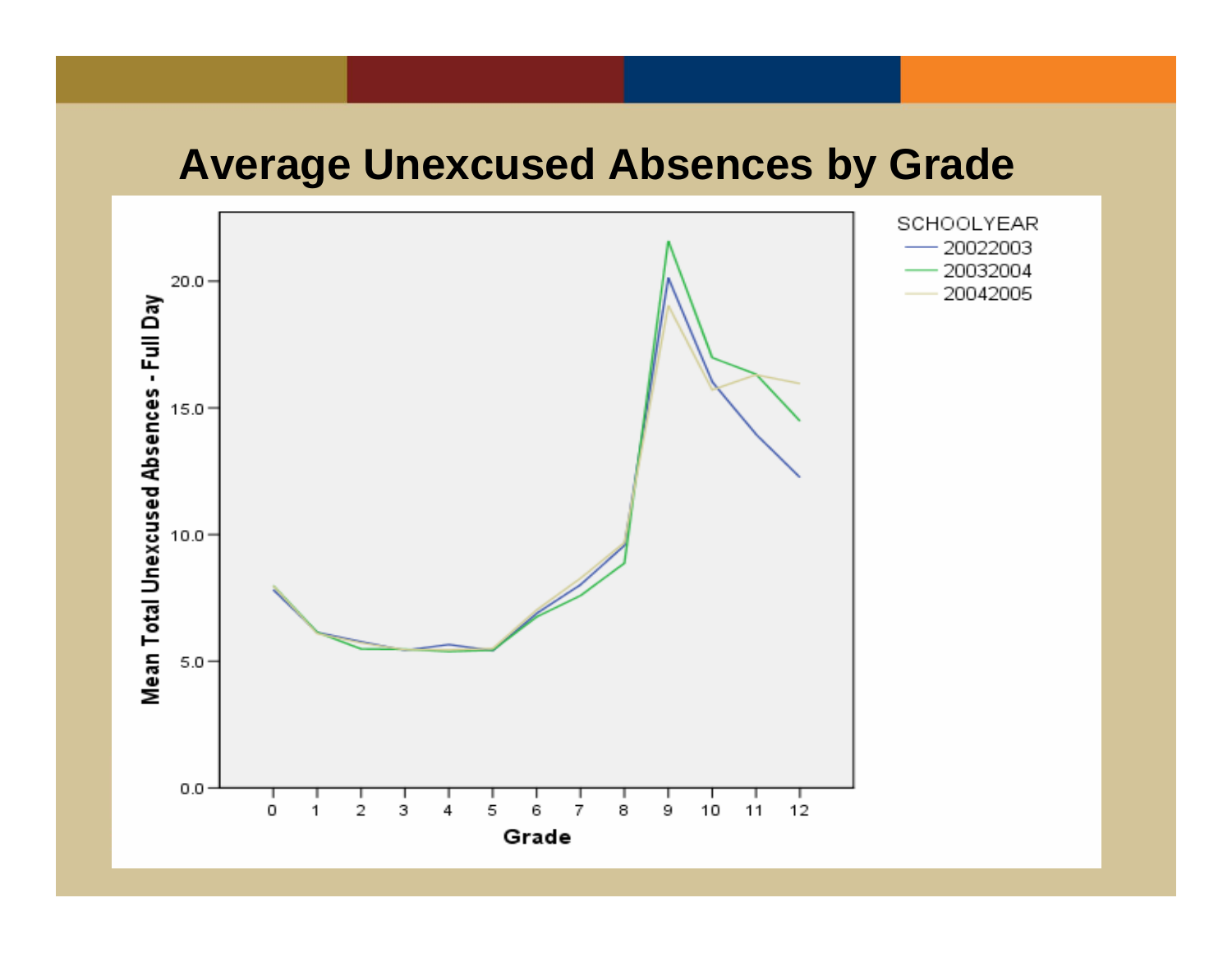# Average Unexcused Absences by Grade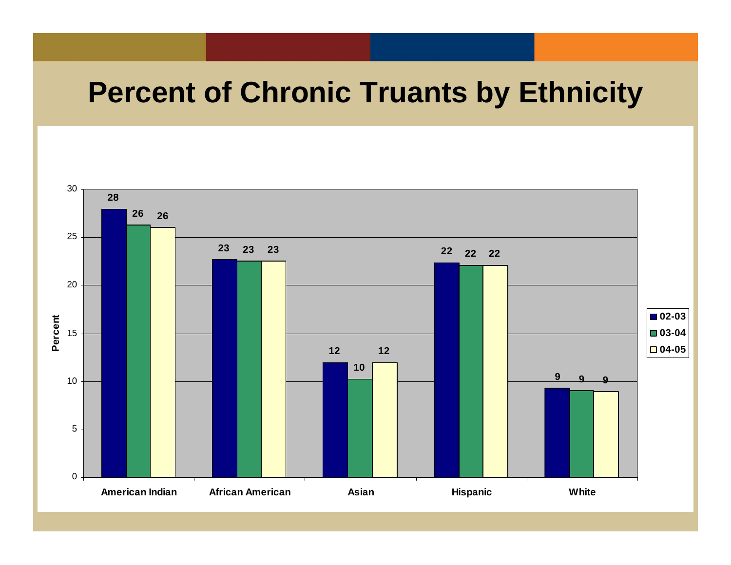# Percent of Chronic Truants by Ethnicity

| Ethnicity | 02-03 | 03-04 | 04-05 |
|---|---|---|---|
| American Indian | 28 | 26 | 26 |
| African American | 23 | 23 | 23 |
| Asian | 12 | 10 | 12 |
| Hispanic | 22 | 22 | 22 |
| White | 9 | 9 | 9 |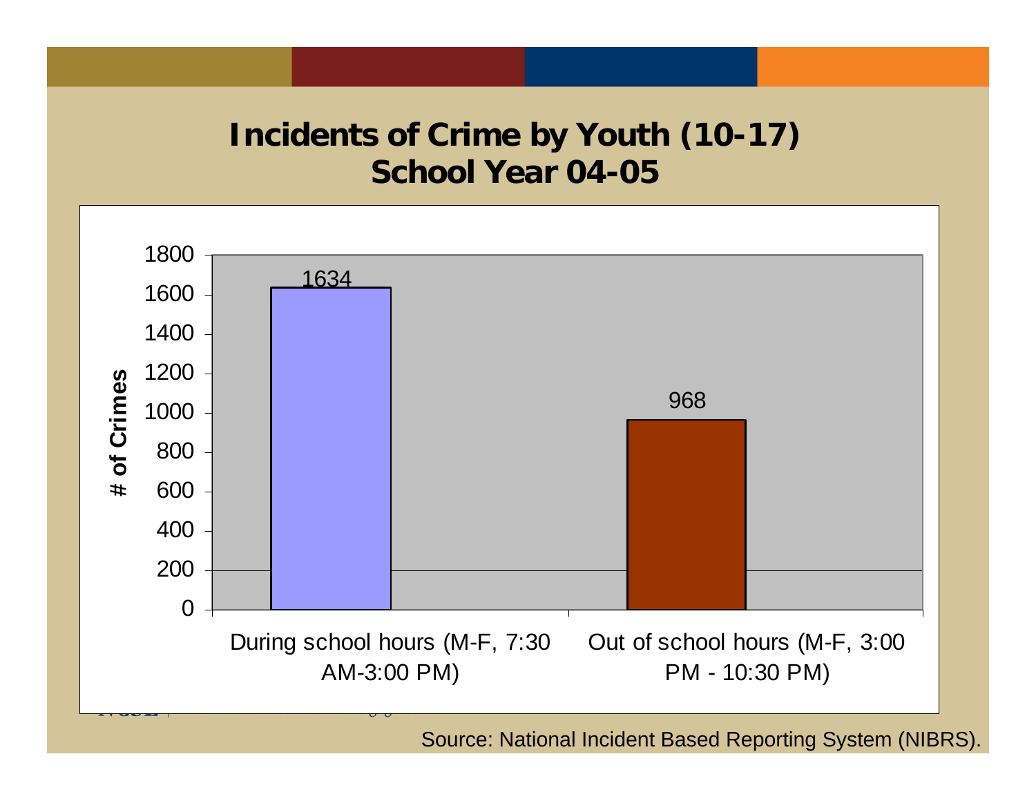# Incidents of Crime by Youth (10-17) School Year 04-05

| | # of Crimes |
|---|---|
| During school hours (M-F, 7:30 AM-3:00 PM) | 1634 |
| Out of school hours (M-F, 3:00 PM - 10:30 PM) | 968 |

Source: National Incident Based Reporting System (NIBRS).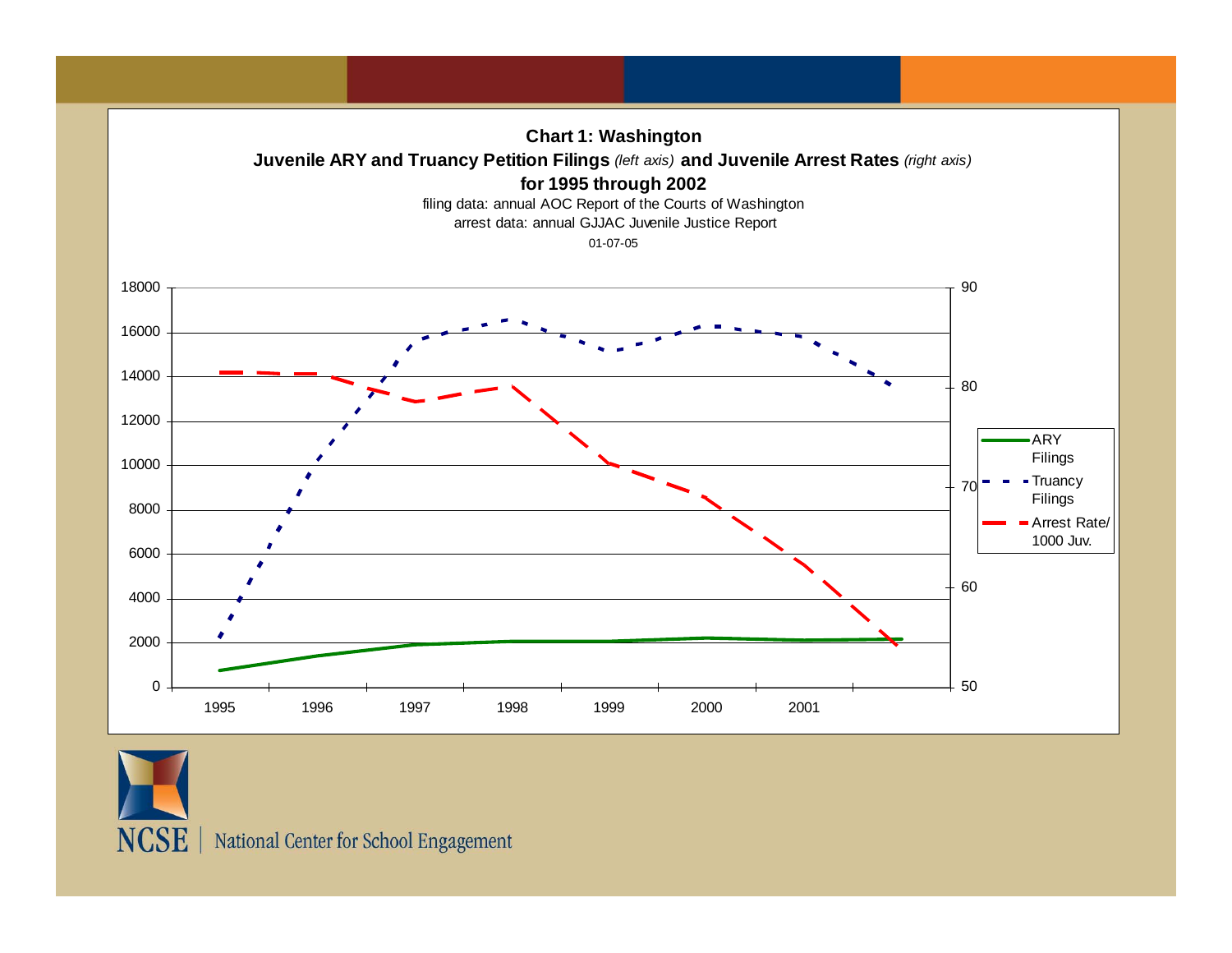## Chart 1: Washington

**Juvenile ARY and Truancy Petition Filings** *(left axis)* **and Juvenile Arrest Rates** *(right axis)* **for 1995 through 2002**

filing data: annual AOC Report of the Courts of Washington

arrest data: annual GJJAC Juvenile Justice Report

01-07-05

Legend: ARY Filings; Truancy Filings; Arrest Rate/ 1000 Juv.

Left axis: 0, 2000, 4000, 6000, 8000, 10000, 12000, 14000, 16000, 18000

Right axis: 50, 60, 70, 80, 90

X axis: 1995, 1996, 1997, 1998, 1999, 2000, 2001

NCSE | National Center for School Engagement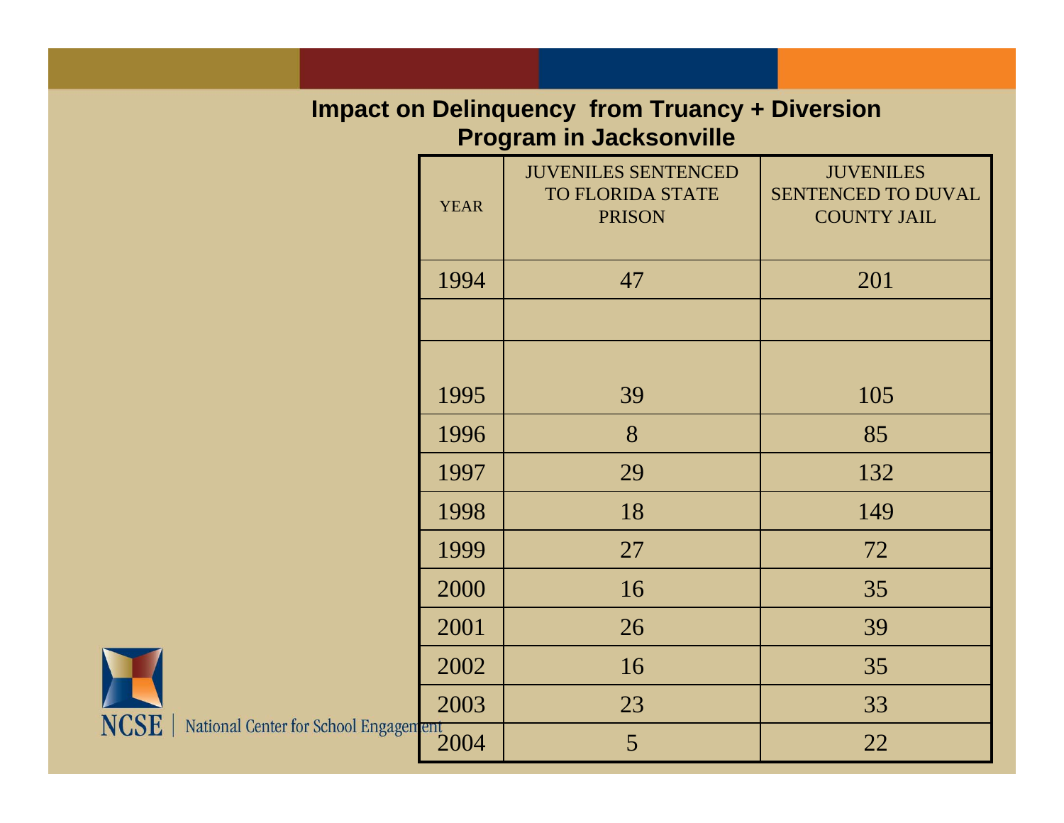## Impact on Delinquency from Truancy + Diversion Program in Jacksonville

| YEAR | JUVENILES SENTENCED TO FLORIDA STATE PRISON | JUVENILES SENTENCED TO DUVAL COUNTY JAIL |
|---|---|---|
| 1994 | 47 | 201 |
| | | |
| 1995 | 39 | 105 |
| 1996 | 8 | 85 |
| 1997 | 29 | 132 |
| 1998 | 18 | 149 |
| 1999 | 27 | 72 |
| 2000 | 16 | 35 |
| 2001 | 26 | 39 |
| 2002 | 16 | 35 |
| 2003 | 23 | 33 |
| 2004 | 5 | 22 |

NCSE | National Center for School Engagement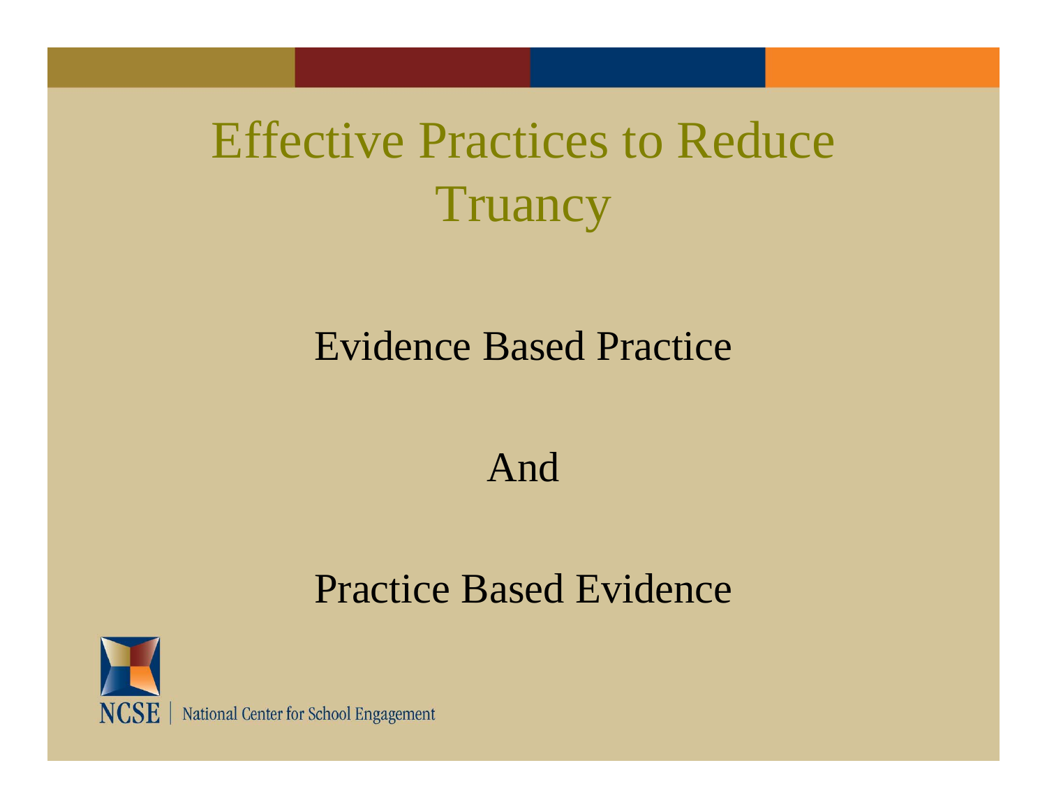# Effective Practices to Reduce Truancy

Evidence Based Practice

And

Practice Based Evidence

NCSE | National Center for School Engagement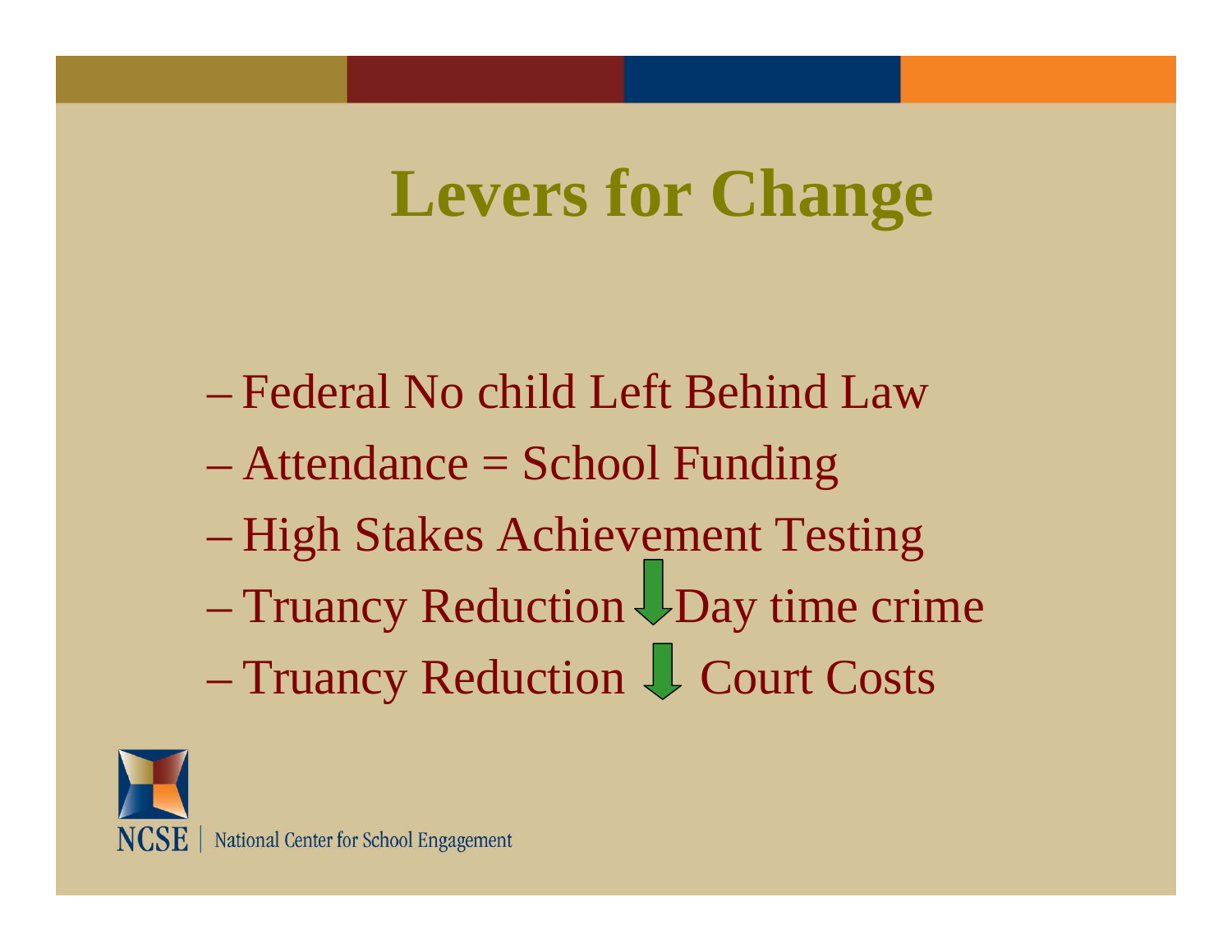# Levers for Change

- Federal No child Left Behind Law
- Attendance = School Funding
- High Stakes Achievement Testing
- Truancy Reduction ⬇ Day time crime
- Truancy Reduction ⬇ Court Costs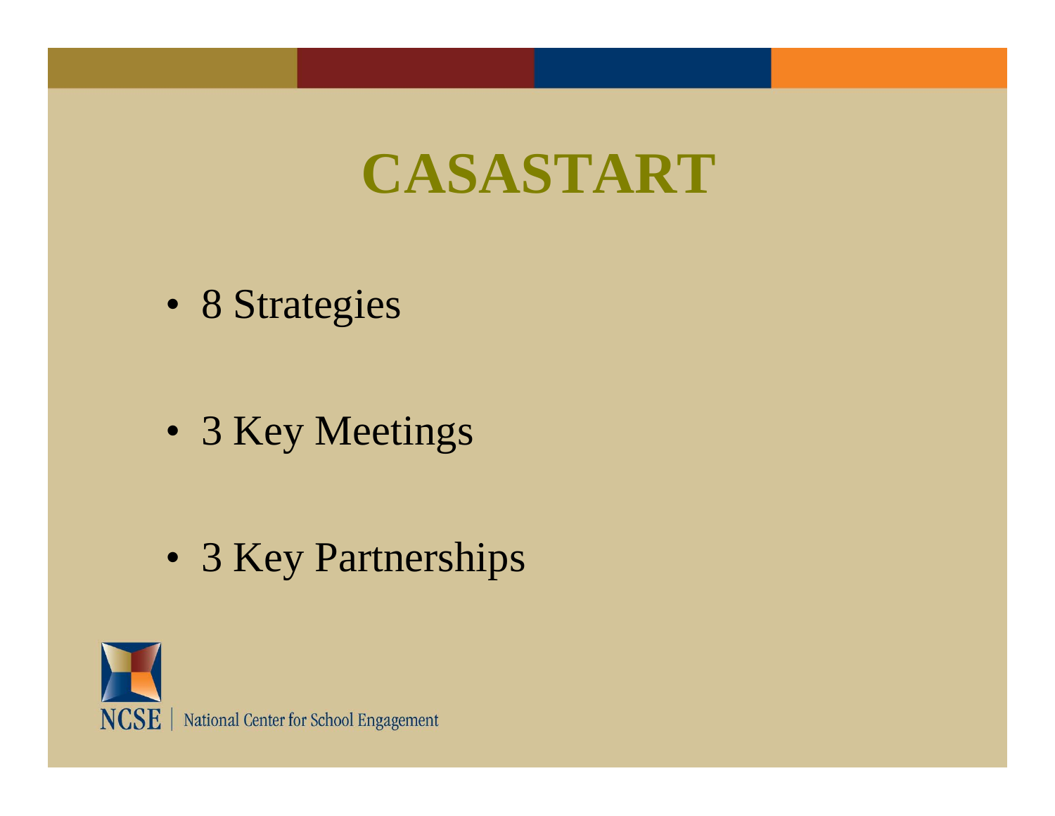# CASASTART

- 8 Strategies
- 3 Key Meetings
- 3 Key Partnerships

NCSE | National Center for School Engagement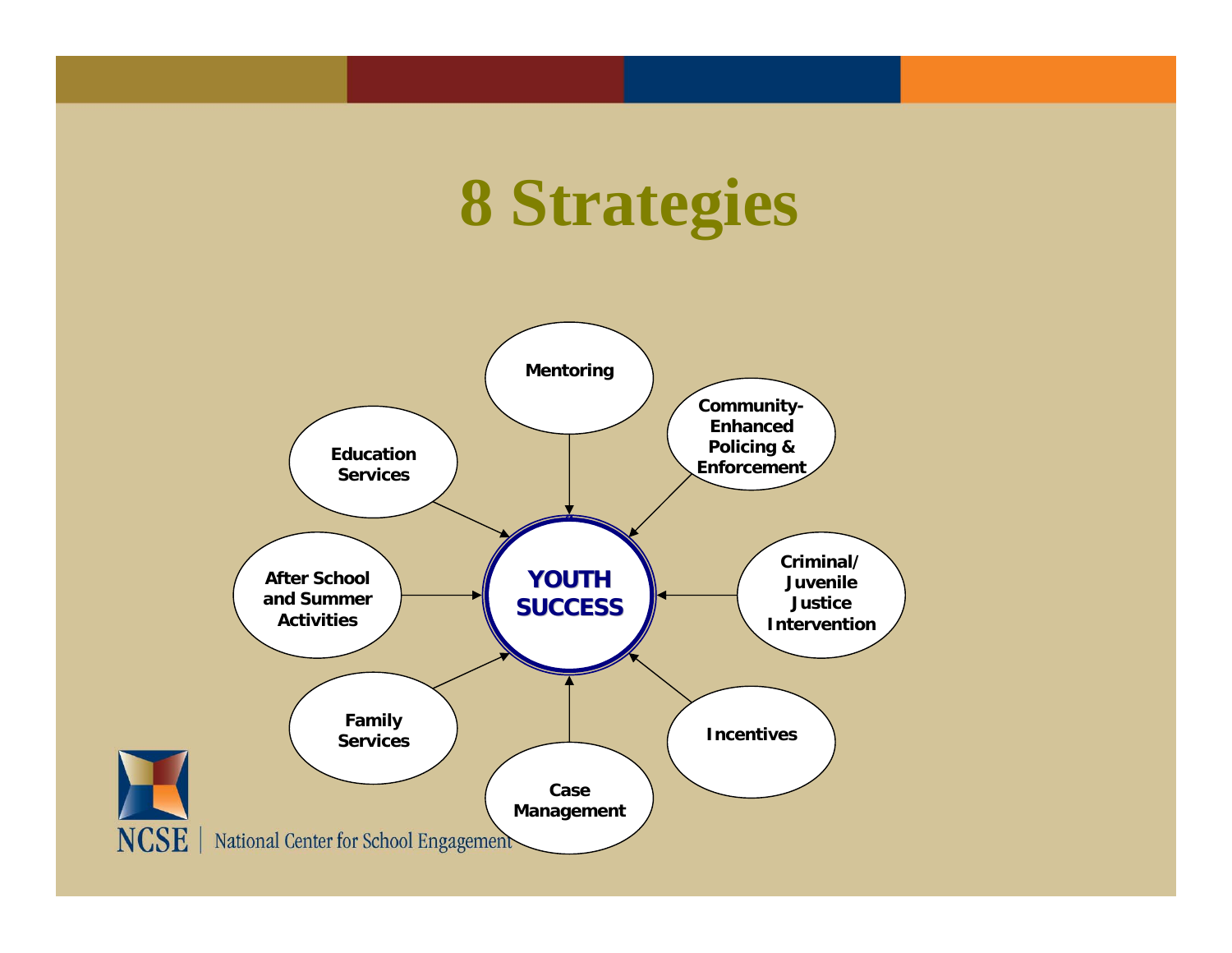# 8 Strategies

- Mentoring
- Community-Enhanced Policing & Enforcement
- Criminal/ Juvenile Justice Intervention
- Incentives
- Case Management
- Family Services
- After School and Summer Activities
- Education Services

**YOUTH SUCCESS**

NCSE | National Center for School Engagement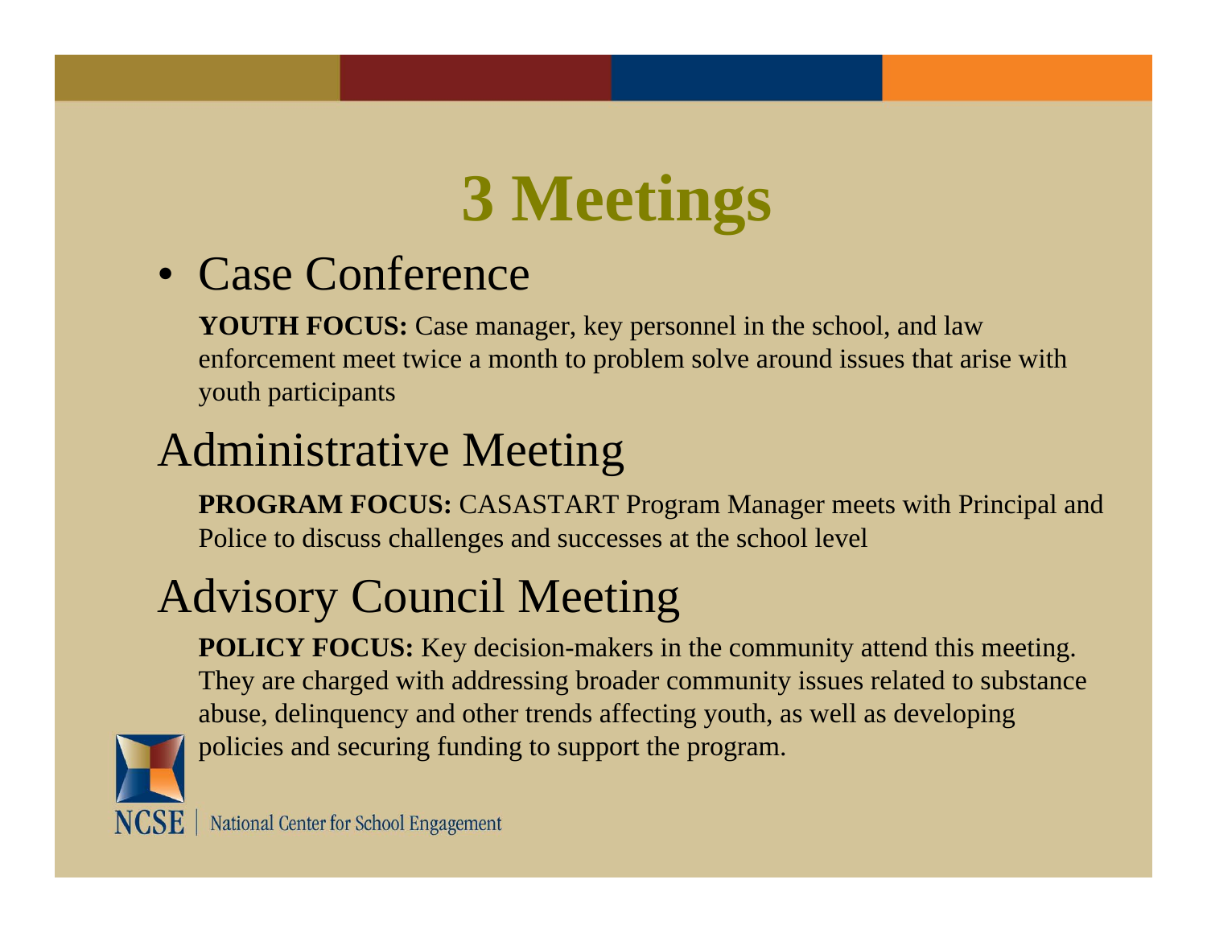# 3 Meetings

- Case Conference

  **YOUTH FOCUS:** Case manager, key personnel in the school, and law enforcement meet twice a month to problem solve around issues that arise with youth participants

Administrative Meeting

  **PROGRAM FOCUS:** CASASTART Program Manager meets with Principal and Police to discuss challenges and successes at the school level

Advisory Council Meeting

  **POLICY FOCUS:** Key decision-makers in the community attend this meeting. They are charged with addressing broader community issues related to substance abuse, delinquency and other trends affecting youth, as well as developing policies and securing funding to support the program.

NCSE | National Center for School Engagement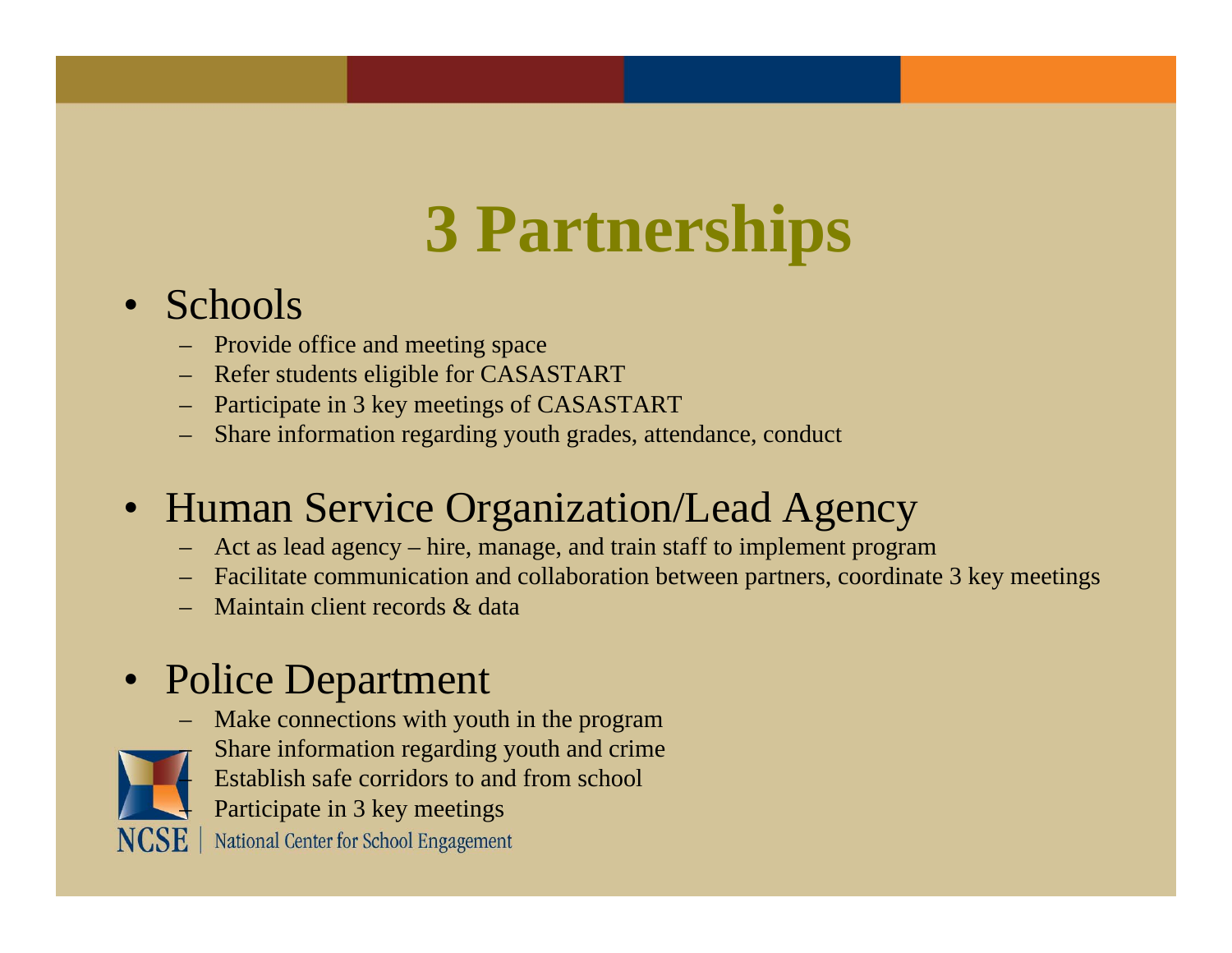# 3 Partnerships

- Schools
  - Provide office and meeting space
  - Refer students eligible for CASASTART
  - Participate in 3 key meetings of CASASTART
  - Share information regarding youth grades, attendance, conduct
- Human Service Organization/Lead Agency
  - Act as lead agency – hire, manage, and train staff to implement program
  - Facilitate communication and collaboration between partners, coordinate 3 key meetings
  - Maintain client records & data
- Police Department
  - Make connections with youth in the program
  - Share information regarding youth and crime
  - Establish safe corridors to and from school
  - Participate in 3 key meetings

NCSE | National Center for School Engagement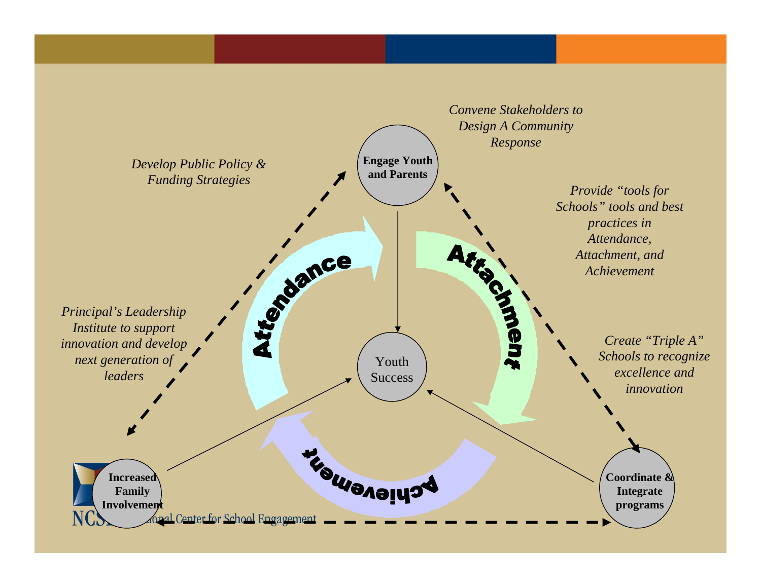Convene Stakeholders to Design A Community Response

Develop Public Policy & Funding Strategies

**Engage Youth and Parents**

Provide "tools for Schools" tools and best practices in Attendance, Attachment, and Achievement

**Attendance**

**Attachment**

Principal's Leadership Institute to support innovation and develop next generation of leaders

Youth Success

Create "Triple A" Schools to recognize excellence and innovation

**Achievement**

**Increased Family Involvement**

**Coordinate & Integrate programs**

NCSE National Center for School Engagement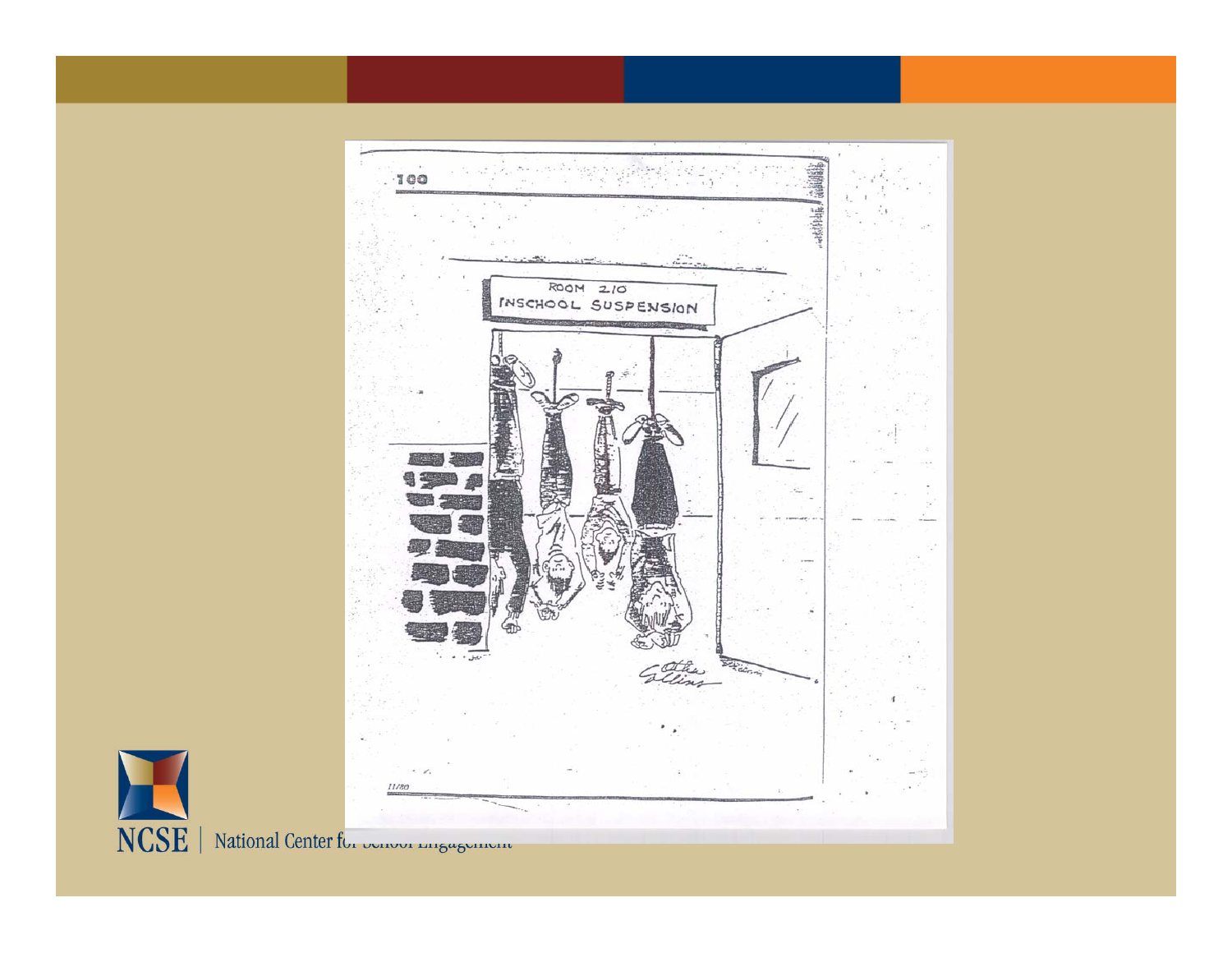ROOM 210
INSCHOOL SUSPENSION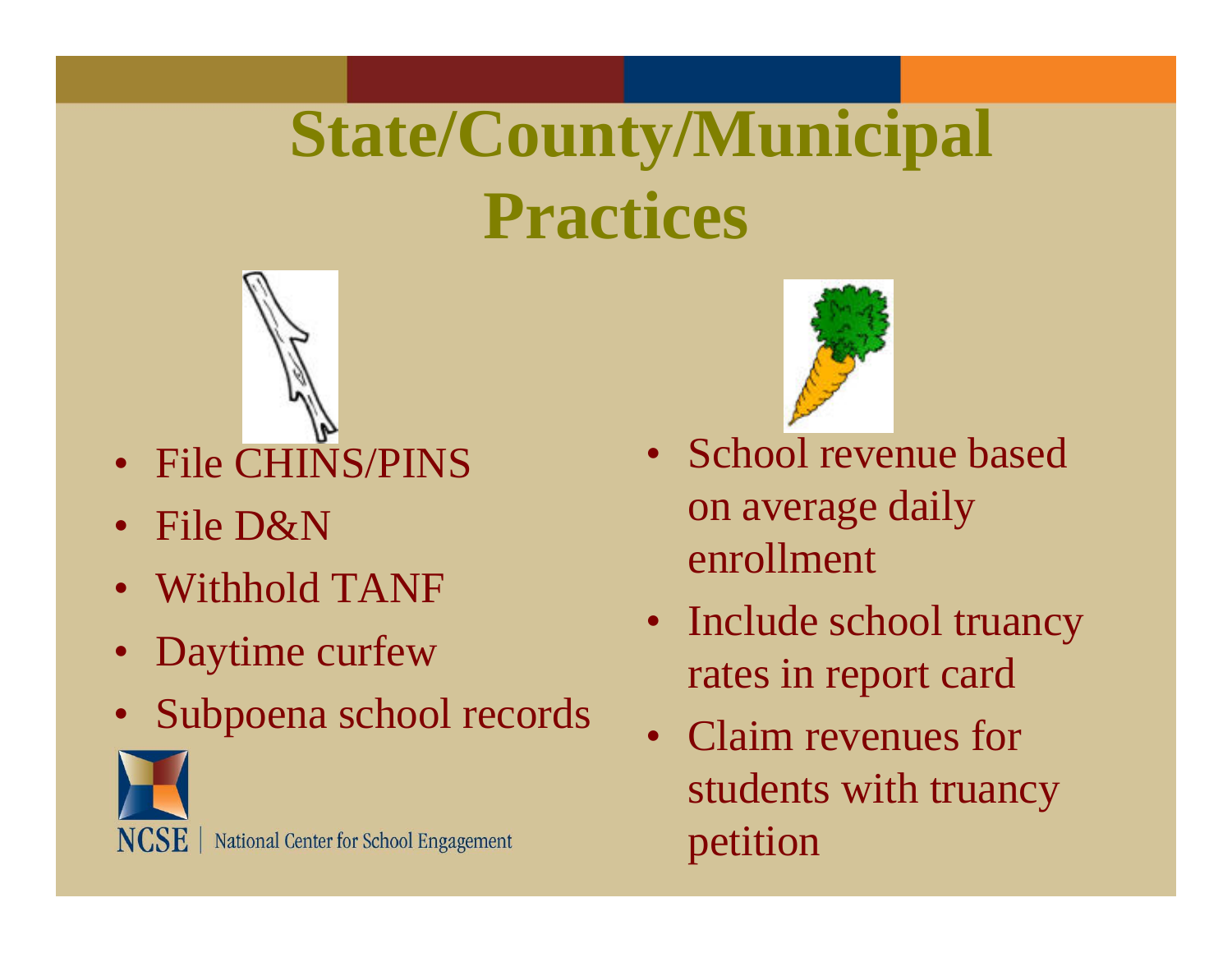# State/County/Municipal Practices

- File CHINS/PINS
- File D&N
- Withhold TANF
- Daytime curfew
- Subpoena school records

- School revenue based on average daily enrollment
- Include school truancy rates in report card
- Claim revenues for students with truancy petition

NCSE | National Center for School Engagement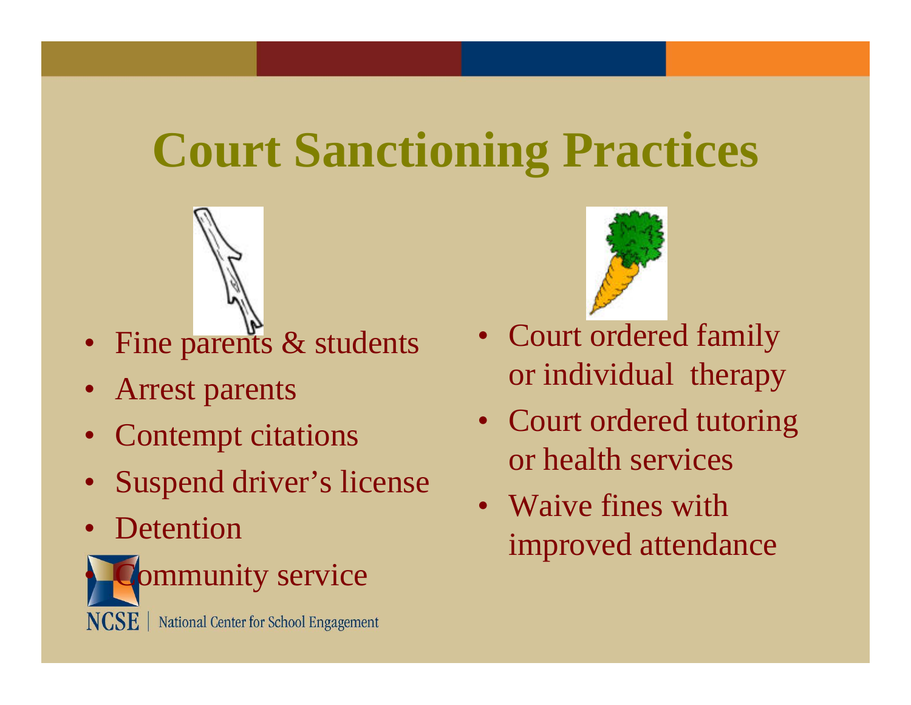# Court Sanctioning Practices

- Fine parents & students
- Arrest parents
- Contempt citations
- Suspend driver's license
- Detention
- Community service

- Court ordered family or individual therapy
- Court ordered tutoring or health services
- Waive fines with improved attendance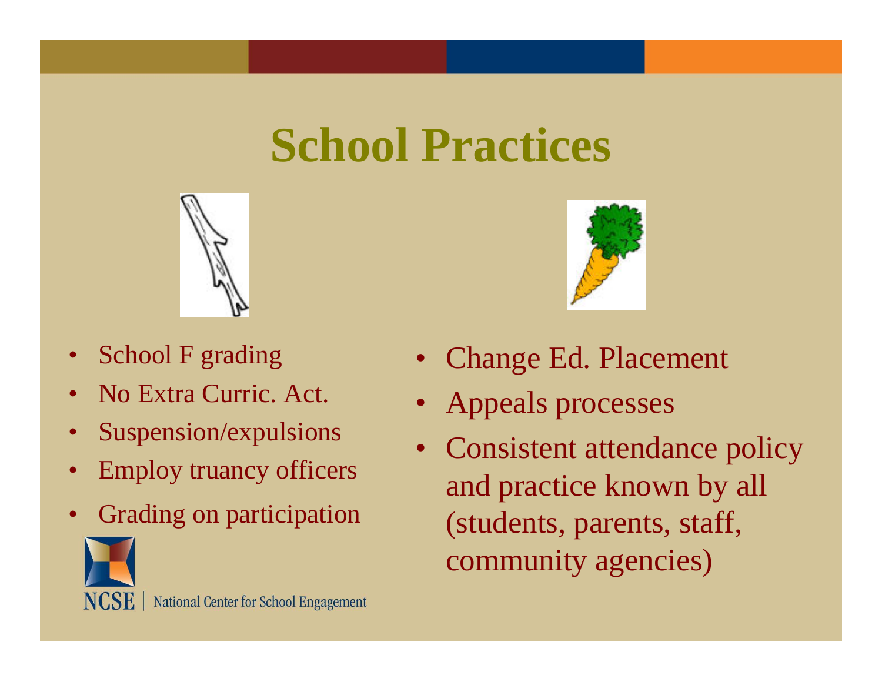# School Practices

- School F grading
- No Extra Curric. Act.
- Suspension/expulsions
- Employ truancy officers
- Grading on participation

- Change Ed. Placement
- Appeals processes
- Consistent attendance policy and practice known by all (students, parents, staff, community agencies)

NCSE | National Center for School Engagement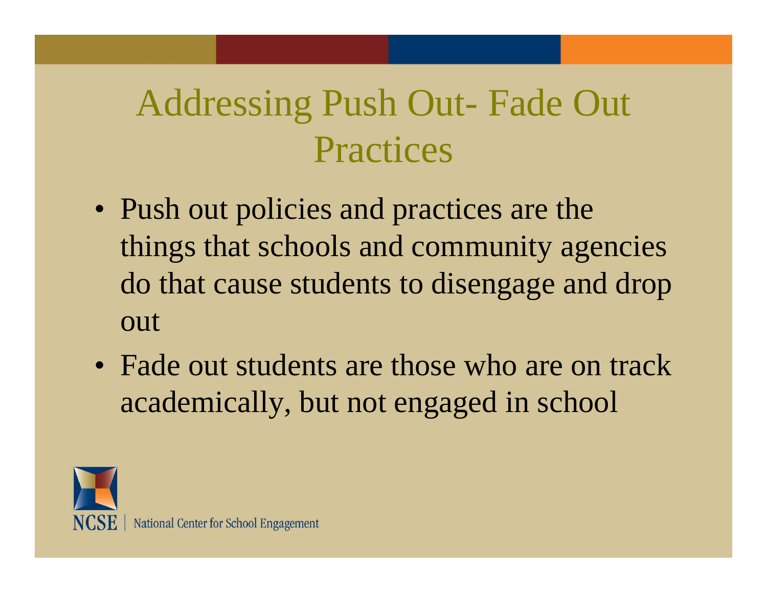# Addressing Push Out- Fade Out Practices

- Push out policies and practices are the things that schools and community agencies do that cause students to disengage and drop out
- Fade out students are those who are on track academically, but not engaged in school

NCSE | National Center for School Engagement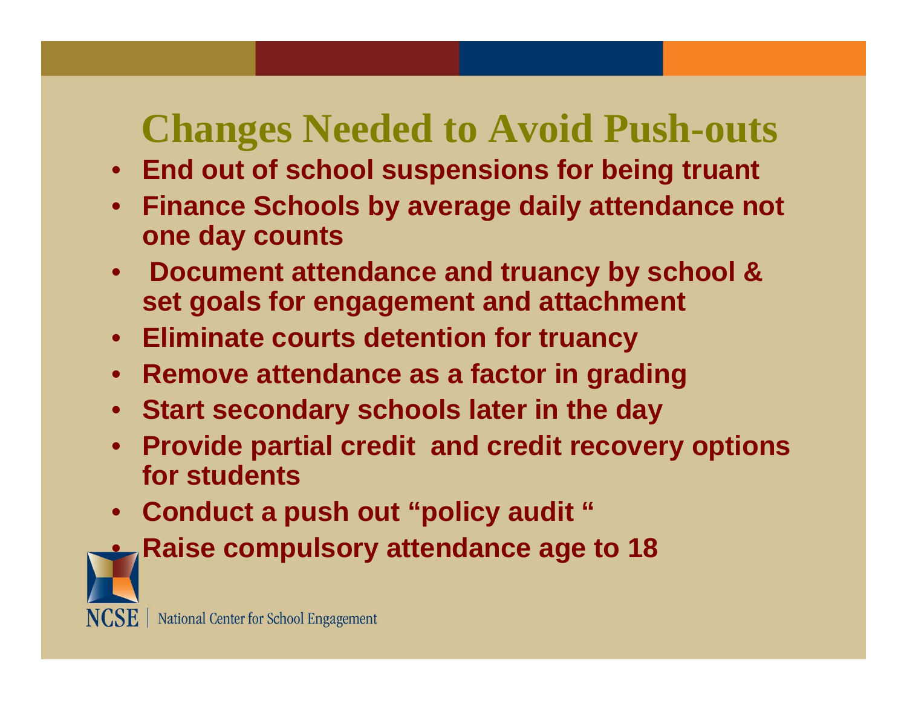# Changes Needed to Avoid Push-outs

- **End out of school suspensions for being truant**
- **Finance Schools by average daily attendance not one day counts**
- **Document attendance and truancy by school & set goals for engagement and attachment**
- **Eliminate courts detention for truancy**
- **Remove attendance as a factor in grading**
- **Start secondary schools later in the day**
- **Provide partial credit and credit recovery options for students**
- **Conduct a push out "policy audit "**
- **Raise compulsory attendance age to 18**

NCSE | National Center for School Engagement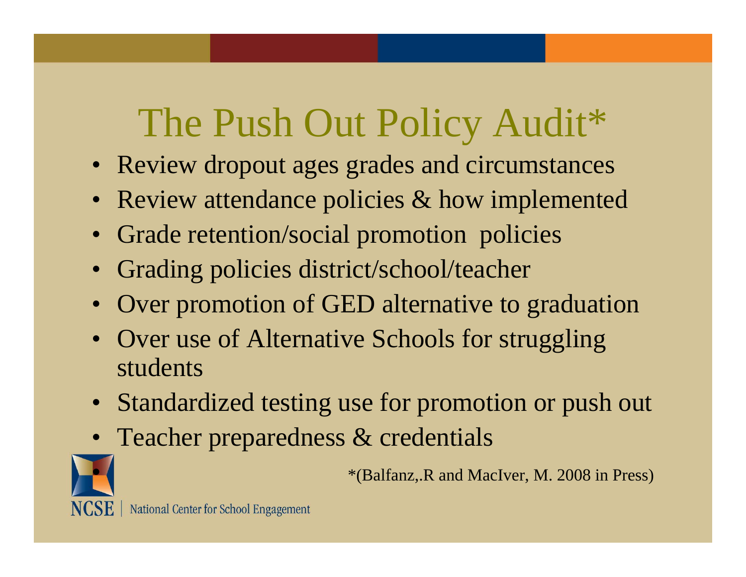# The Push Out Policy Audit*

- Review dropout ages grades and circumstances
- Review attendance policies & how implemented
- Grade retention/social promotion policies
- Grading policies district/school/teacher
- Over promotion of GED alternative to graduation
- Over use of Alternative Schools for struggling students
- Standardized testing use for promotion or push out
- Teacher preparedness & credentials

*(Balfanz,.R and MacIver, M. 2008 in Press)

NCSE | National Center for School Engagement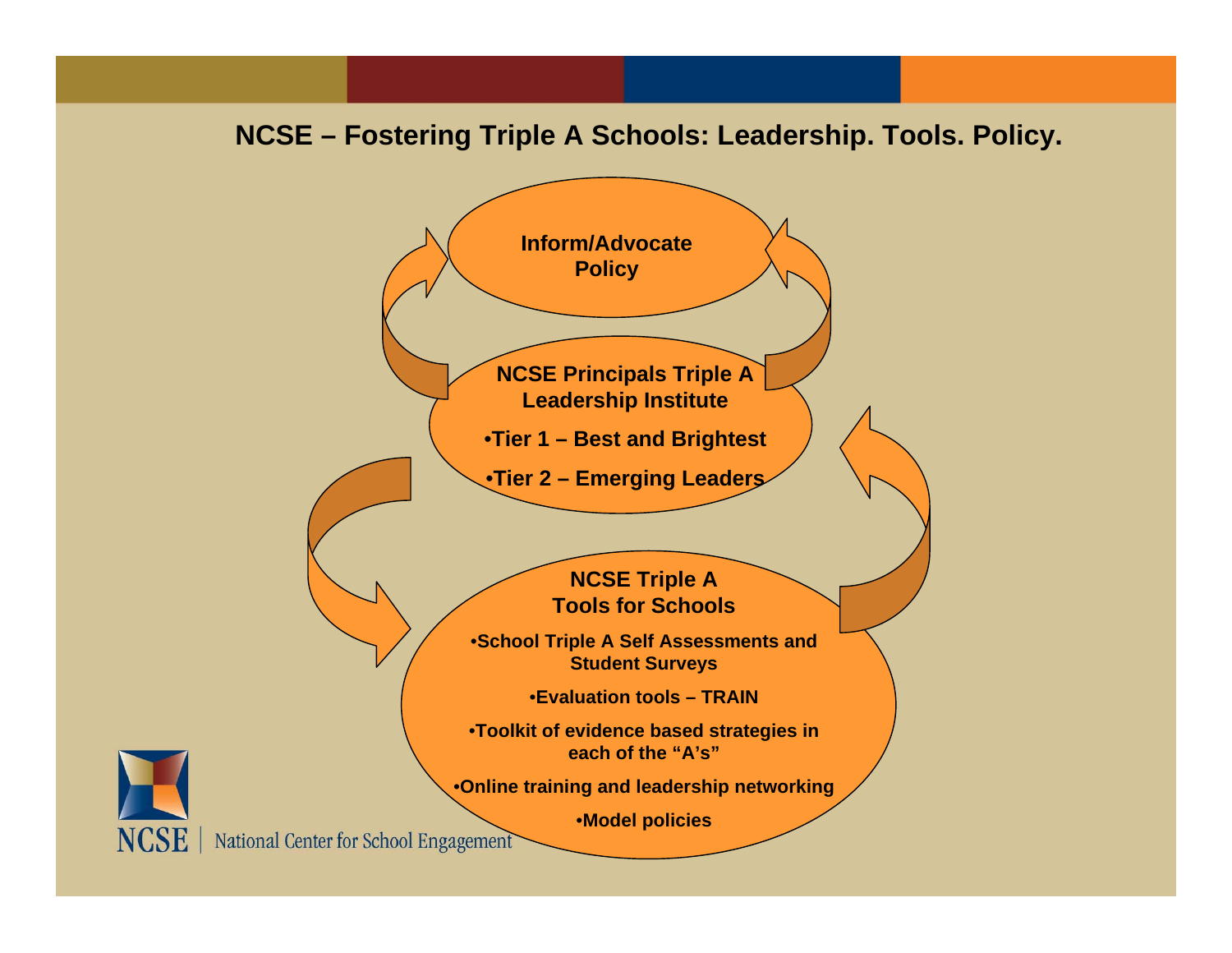## NCSE – Fostering Triple A Schools: Leadership. Tools. Policy.

**Inform/Advocate Policy**

**NCSE Principals Triple A Leadership Institute**

- **Tier 1 – Best and Brightest**
- **Tier 2 – Emerging Leaders**

**NCSE Triple A Tools for Schools**

- **School Triple A Self Assessments and Student Surveys**
- **Evaluation tools – TRAIN**
- **Toolkit of evidence based strategies in each of the "A's"**
- **Online training and leadership networking**
- **Model policies**

NCSE | National Center for School Engagement